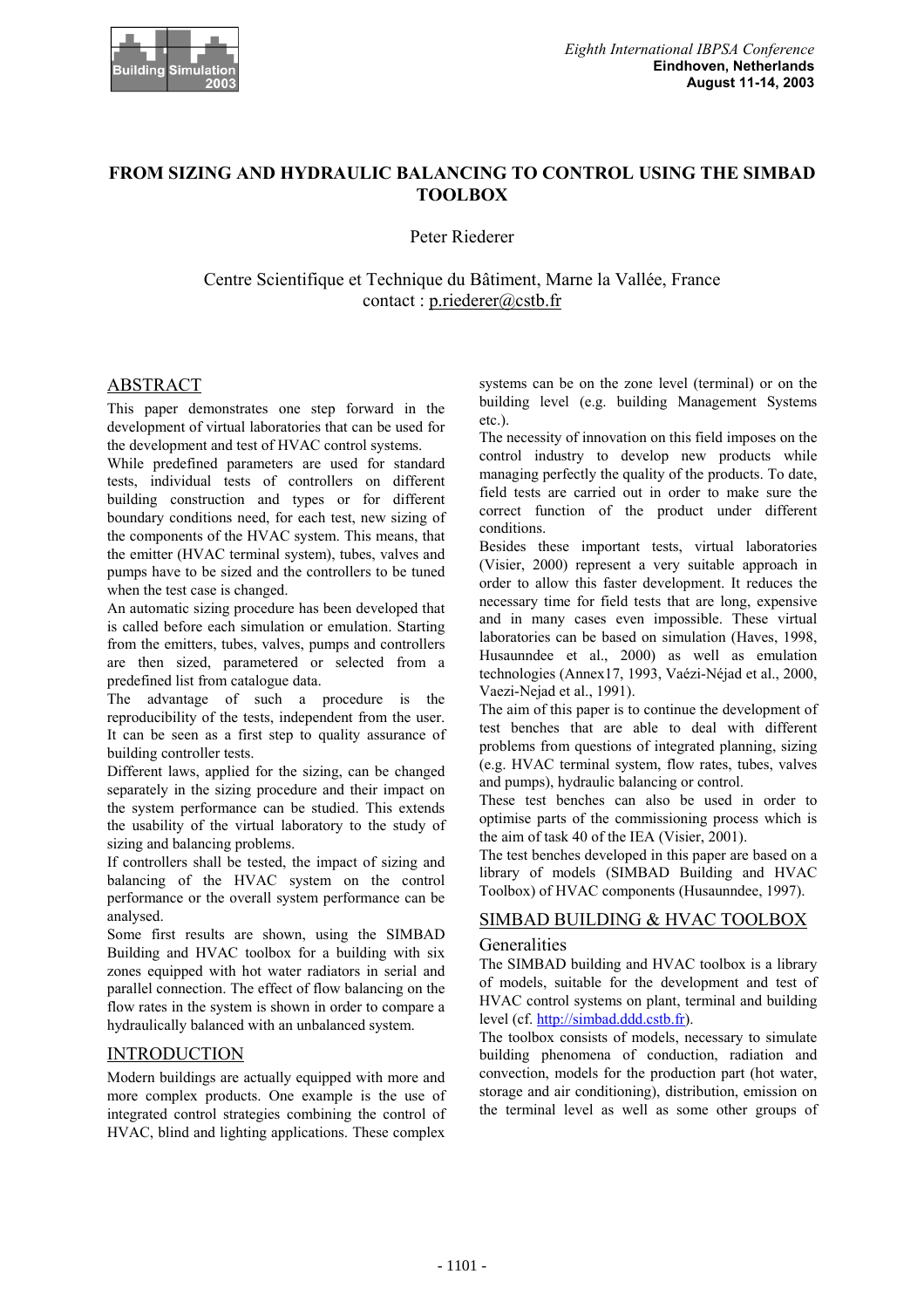# FROM SIZING AND HYDRAULIC BALANCING TO CONTROL USING THE SIMBAD TOOLBOX

Peter Riederer

Centre Scientifique et Technique du Bâtiment, Marne la Vallée, France
contact : p.riederer@cstb.fr

## ABSTRACT

This paper demonstrates one step forward in the development of virtual laboratories that can be used for the development and test of HVAC control systems.

While predefined parameters are used for standard tests, individual tests of controllers on different building construction and types or for different boundary conditions need, for each test, new sizing of the components of the HVAC system. This means, that the emitter (HVAC terminal system), tubes, valves and pumps have to be sized and the controllers to be tuned when the test case is changed.

An automatic sizing procedure has been developed that is called before each simulation or emulation. Starting from the emitters, tubes, valves, pumps and controllers are then sized, parametered or selected from a predefined list from catalogue data.

The advantage of such a procedure is the reproducibility of the tests, independent from the user. It can be seen as a first step to quality assurance of building controller tests.

Different laws, applied for the sizing, can be changed separately in the sizing procedure and their impact on the system performance can be studied. This extends the usability of the virtual laboratory to the study of sizing and balancing problems.

If controllers shall be tested, the impact of sizing and balancing of the HVAC system on the control performance or the overall system performance can be analysed.

Some first results are shown, using the SIMBAD Building and HVAC toolbox for a building with six zones equipped with hot water radiators in serial and parallel connection. The effect of flow balancing on the flow rates in the system is shown in order to compare a hydraulically balanced with an unbalanced system.

## INTRODUCTION

Modern buildings are actually equipped with more and more complex products. One example is the use of integrated control strategies combining the control of HVAC, blind and lighting applications. These complex systems can be on the zone level (terminal) or on the building level (e.g. building Management Systems etc.).

The necessity of innovation on this field imposes on the control industry to develop new products while managing perfectly the quality of the products. To date, field tests are carried out in order to make sure the correct function of the product under different conditions.

Besides these important tests, virtual laboratories (Visier, 2000) represent a very suitable approach in order to allow this faster development. It reduces the necessary time for field tests that are long, expensive and in many cases even impossible. These virtual laboratories can be based on simulation (Haves, 1998, Husaunndee et al., 2000) as well as emulation technologies (Annex17, 1993, Vaézi-Néjad et al., 2000, Vaezi-Nejad et al., 1991).

The aim of this paper is to continue the development of test benches that are able to deal with different problems from questions of integrated planning, sizing (e.g. HVAC terminal system, flow rates, tubes, valves and pumps), hydraulic balancing or control.

These test benches can also be used in order to optimise parts of the commissioning process which is the aim of task 40 of the IEA (Visier, 2001).

The test benches developed in this paper are based on a library of models (SIMBAD Building and HVAC Toolbox) of HVAC components (Husaunndee, 1997).

## SIMBAD BUILDING & HVAC TOOLBOX

### Generalities

The SIMBAD building and HVAC toolbox is a library of models, suitable for the development and test of HVAC control systems on plant, terminal and building level (cf. http://simbad.ddd.cstb.fr).

The toolbox consists of models, necessary to simulate building phenomena of conduction, radiation and convection, models for the production part (hot water, storage and air conditioning), distribution, emission on the terminal level as well as some other groups of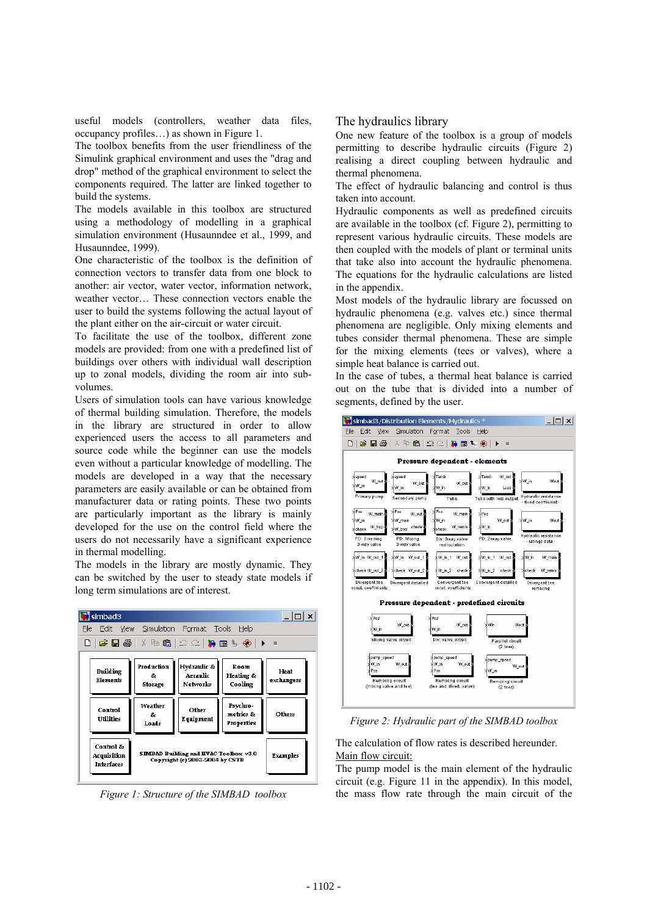useful models (controllers, weather data files, occupancy profiles…) as shown in Figure 1.

The toolbox benefits from the user friendliness of the Simulink graphical environment and uses the "drag and drop" method of the graphical environment to select the components required. The latter are linked together to build the systems.

The models available in this toolbox are structured using a methodology of modelling in a graphical simulation environment (Husaunndee et al., 1999, and Husaunndee, 1999).

One characteristic of the toolbox is the definition of connection vectors to transfer data from one block to another: air vector, water vector, information network, weather vector… These connection vectors enable the user to build the systems following the actual layout of the plant either on the air-circuit or water circuit.

To facilitate the use of the toolbox, different zone models are provided: from one with a predefined list of buildings over others with individual wall description up to zonal models, dividing the room air into sub-volumes.

Users of simulation tools can have various knowledge of thermal building simulation. Therefore, the models in the library are structured in order to allow experienced users the access to all parameters and source code while the beginner can use the models even without a particular knowledge of modelling. The models are developed in a way that the necessary parameters are easily available or can be obtained from manufacturer data or rating points. These two points are particularly important as the library is mainly developed for the use on the control field where the users do not necessarily have a significant experience in thermal modelling.

The models in the library are mostly dynamic. They can be switched by the user to steady state models if long term simulations are of interest.

*Figure 1: Structure of the SIMBAD toolbox*

## The hydraulics library

One new feature of the toolbox is a group of models permitting to describe hydraulic circuits (Figure 2) realising a direct coupling between hydraulic and thermal phenomena.

The effect of hydraulic balancing and control is thus taken into account.

Hydraulic components as well as predefined circuits are available in the toolbox (cf. Figure 2), permitting to represent various hydraulic circuits. These models are then coupled with the models of plant or terminal units that take also into account the hydraulic phenomena. The equations for the hydraulic calculations are listed in the appendix.

Most models of the hydraulic library are focussed on hydraulic phenomena (e.g. valves etc.) since thermal phenomena are negligible. Only mixing elements and tubes consider thermal phenomena. These are simple for the mixing elements (tees or valves), where a simple heat balance is carried out.

In the case of tubes, a thermal heat balance is carried out on the tube that is divided into a number of segments, defined by the user.

*Figure 2: Hydraulic part of the SIMBAD toolbox*

The calculation of flow rates is described hereunder.

Main flow circuit:

The pump model is the main element of the hydraulic circuit (e.g. Figure 11 in the appendix). In this model, the mass flow rate through the main circuit of the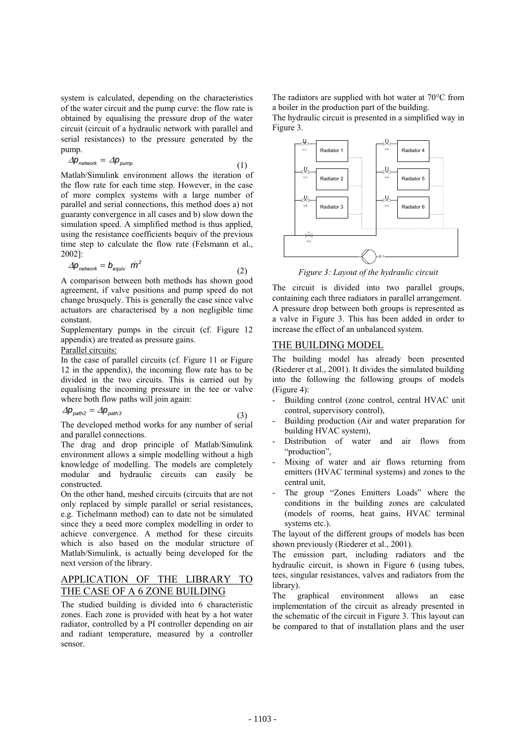system is calculated, depending on the characteristics of the water circuit and the pump curve: the flow rate is obtained by equalising the pressure drop of the water circuit (circuit of a hydraulic network with parallel and serial resistances) to the pressure generated by the pump.

$$\Delta p_{network} = \Delta p_{pump} \tag{1}$$

Matlab/Simulink environment allows the iteration of the flow rate for each time step. However, in the case of more complex systems with a large number of parallel and serial connections, this method does a) not guaranty convergence in all cases and b) slow down the simulation speed. A simplified method is thus applied, using the resistance coefficients bequiv of the previous time step to calculate the flow rate (Felsmann et al., 2002]:

$$\Delta p_{network} = b_{equiv} \ \dot{m}^2 \tag{2}$$

A comparison between both methods has shown good agreement, if valve positions and pump speed do not change brusquely. This is generally the case since valve actuators are characterised by a non negligible time constant.

Supplementary pumps in the circuit (cf. Figure 12 appendix) are treated as pressure gains.

Parallel circuits:

In the case of parallel circuits (cf. Figure 11 or Figure 12 in the appendix), the incoming flow rate has to be divided in the two circuits. This is carried out by equalising the incoming pressure in the tee or valve where both flow paths will join again:

$$\Delta p_{path2} = \Delta p_{path3} \tag{3}$$

The developed method works for any number of serial and parallel connections.

The drag and drop principle of Matlab/Simulink environment allows a simple modelling without a high knowledge of modelling. The models are completely modular and hydraulic circuits can easily be constructed.

On the other hand, meshed circuits (circuits that are not only replaced by simple parallel or serial resistances, e.g. Tichelmann method) can to date not be simulated since they a need more complex modelling in order to achieve convergence. A method for these circuits which is also based on the modular structure of Matlab/Simulink, is actually being developed for the next version of the library.

## APPLICATION OF THE LIBRARY TO THE CASE OF A 6 ZONE BUILDING

The studied building is divided into 6 characteristic zones. Each zone is provided with heat by a hot water radiator, controlled by a PI controller depending on air and radiant temperature, measured by a controller sensor.

The radiators are supplied with hot water at 70°C from a boiler in the production part of the building.

The hydraulic circuit is presented in a simplified way in Figure 3.

*Figure 3: Layout of the hydraulic circuit*

The circuit is divided into two parallel groups, containing each three radiators in parallel arrangement. A pressure drop between both groups is represented as a valve in Figure 3. This has been added in order to increase the effect of an unbalanced system.

## THE BUILDING MODEL

The building model has already been presented (Riederer et al., 2001). It divides the simulated building into the following the following groups of models (Figure 4):

- Building control (zone control, central HVAC unit control, supervisory control),
- Building production (Air and water preparation for building HVAC system),
- Distribution of water and air flows from "production",
- Mixing of water and air flows returning from emitters (HVAC terminal systems) and zones to the central unit,
- The group "Zones Emitters Loads" where the conditions in the building zones are calculated (models of rooms, heat gains, HVAC terminal systems etc.).

The layout of the different groups of models has been shown previously (Riederer et al., 2001).

The emission part, including radiators and the hydraulic circuit, is shown in Figure 6 (using tubes, tees, singular resistances, valves and radiators from the library).

The graphical environment allows an ease implementation of the circuit as already presented in the schematic of the circuit in Figure 3. This layout can be compared to that of installation plans and the user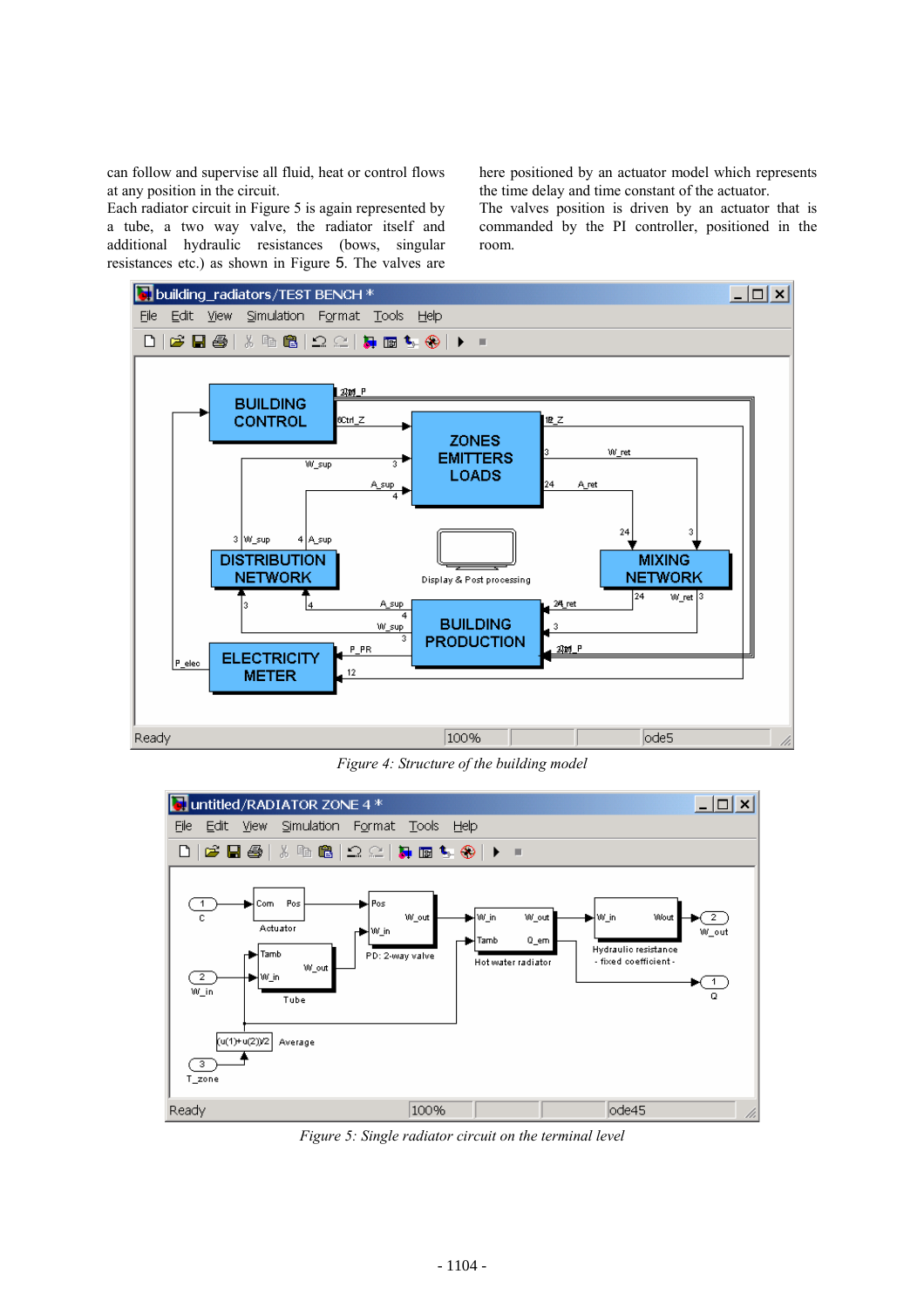can follow and supervise all fluid, heat or control flows at any position in the circuit.
Each radiator circuit in Figure 5 is again represented by a tube, a two way valve, the radiator itself and additional hydraulic resistances (bows, singular resistances etc.) as shown in Figure 5. The valves are here positioned by an actuator model which represents the time delay and time constant of the actuator.
The valves position is driven by an actuator that is commanded by the PI controller, positioned in the room.

*Figure 4: Structure of the building model*

*Figure 5: Single radiator circuit on the terminal level*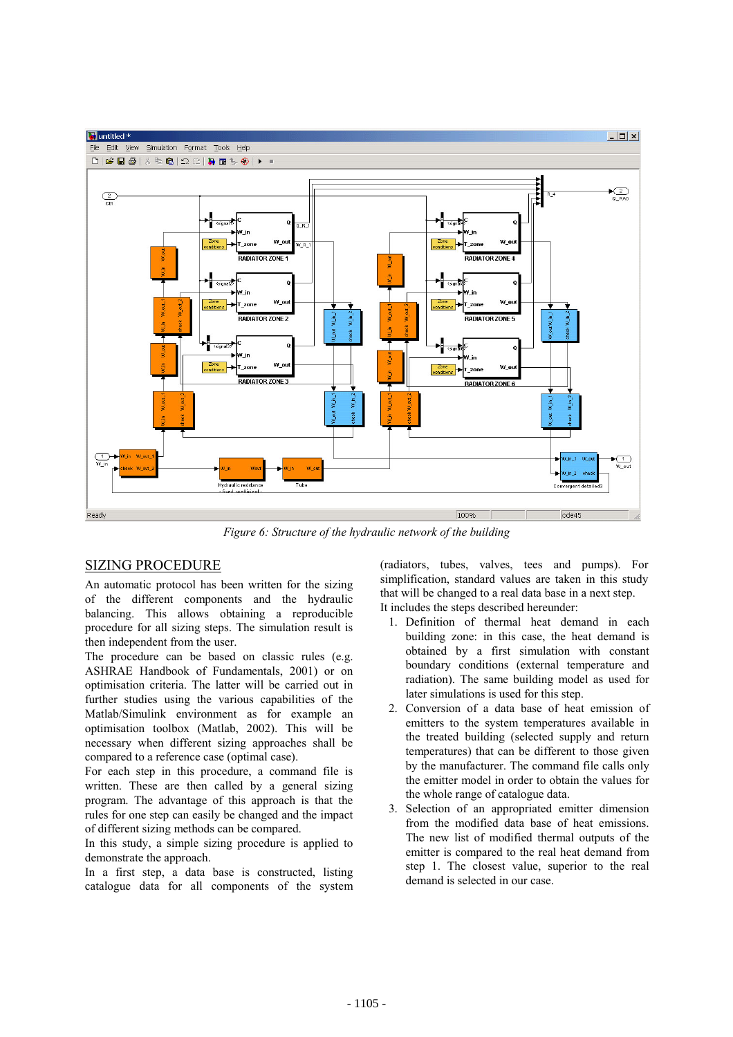*Figure 6: Structure of the hydraulic network of the building*

## SIZING PROCEDURE

An automatic protocol has been written for the sizing of the different components and the hydraulic balancing. This allows obtaining a reproducible procedure for all sizing steps. The simulation result is then independent from the user.

The procedure can be based on classic rules (e.g. ASHRAE Handbook of Fundamentals, 2001) or on optimisation criteria. The latter will be carried out in further studies using the various capabilities of the Matlab/Simulink environment as for example an optimisation toolbox (Matlab, 2002). This will be necessary when different sizing approaches shall be compared to a reference case (optimal case).

For each step in this procedure, a command file is written. These are then called by a general sizing program. The advantage of this approach is that the rules for one step can easily be changed and the impact of different sizing methods can be compared.

In this study, a simple sizing procedure is applied to demonstrate the approach.

In a first step, a data base is constructed, listing catalogue data for all components of the system (radiators, tubes, valves, tees and pumps). For simplification, standard values are taken in this study that will be changed to a real data base in a next step.

It includes the steps described hereunder:

1. Definition of thermal heat demand in each building zone: in this case, the heat demand is obtained by a first simulation with constant boundary conditions (external temperature and radiation). The same building model as used for later simulations is used for this step.
2. Conversion of a data base of heat emission of emitters to the system temperatures available in the treated building (selected supply and return temperatures) that can be different to those given by the manufacturer. The command file calls only the emitter model in order to obtain the values for the whole range of catalogue data.
3. Selection of an appropriated emitter dimension from the modified data base of heat emissions. The new list of modified thermal outputs of the emitter is compared to the real heat demand from step 1. The closest value, superior to the real demand is selected in our case.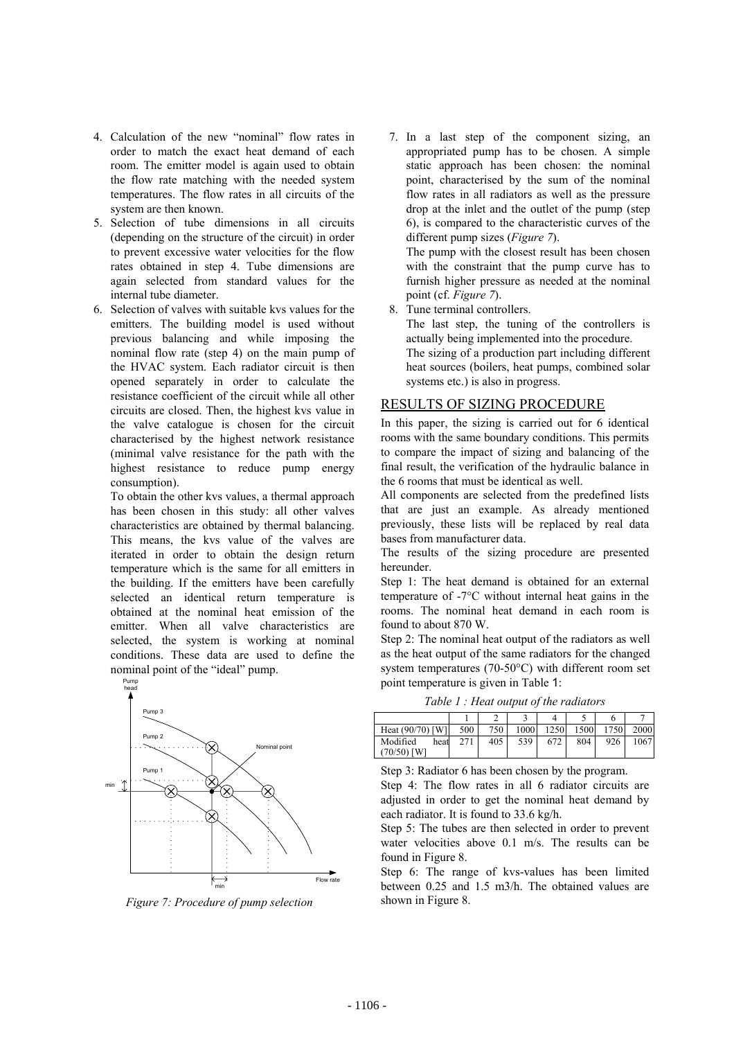4. Calculation of the new "nominal" flow rates in order to match the exact heat demand of each room. The emitter model is again used to obtain the flow rate matching with the needed system temperatures. The flow rates in all circuits of the system are then known.
5. Selection of tube dimensions in all circuits (depending on the structure of the circuit) in order to prevent excessive water velocities for the flow rates obtained in step 4. Tube dimensions are again selected from standard values for the internal tube diameter.
6. Selection of valves with suitable kvs values for the emitters. The building model is used without previous balancing and while imposing the nominal flow rate (step 4) on the main pump of the HVAC system. Each radiator circuit is then opened separately in order to calculate the resistance coefficient of the circuit while all other circuits are closed. Then, the highest kvs value in the valve catalogue is chosen for the circuit characterised by the highest network resistance (minimal valve resistance for the path with the highest resistance to reduce pump energy consumption).

   To obtain the other kvs values, a thermal approach has been chosen in this study: all other valves characteristics are obtained by thermal balancing. This means, the kvs value of the valves are iterated in order to obtain the design return temperature which is the same for all emitters in the building. If the emitters have been carefully selected an identical return temperature is obtained at the nominal heat emission of the emitter. When all valve characteristics are selected, the system is working at nominal conditions. These data are used to define the nominal point of the "ideal" pump.

*Figure 7: Procedure of pump selection*

7. In a last step of the component sizing, an appropriated pump has to be chosen. A simple static approach has been chosen: the nominal point, characterised by the sum of the nominal flow rates in all radiators as well as the pressure drop at the inlet and the outlet of the pump (step 6), is compared to the characteristic curves of the different pump sizes (*Figure 7*).

   The pump with the closest result has been chosen with the constraint that the pump curve has to furnish higher pressure as needed at the nominal point (cf. *Figure 7*).
8. Tune terminal controllers.

   The last step, the tuning of the controllers is actually being implemented into the procedure.

   The sizing of a production part including different heat sources (boilers, heat pumps, combined solar systems etc.) is also in progress.

## RESULTS OF SIZING PROCEDURE

In this paper, the sizing is carried out for 6 identical rooms with the same boundary conditions. This permits to compare the impact of sizing and balancing of the final result, the verification of the hydraulic balance in the 6 rooms that must be identical as well.

All components are selected from the predefined lists that are just an example. As already mentioned previously, these lists will be replaced by real data bases from manufacturer data.

The results of the sizing procedure are presented hereunder.

Step 1: The heat demand is obtained for an external temperature of -7°C without internal heat gains in the rooms. The nominal heat demand in each room is found to about 870 W.

Step 2: The nominal heat output of the radiators as well as the heat output of the same radiators for the changed system temperatures (70-50°C) with different room set point temperature is given in Table 1:

*Table 1 : Heat output of the radiators*

| | 1 | 2 | 3 | 4 | 5 | 6 | 7 |
|---|---|---|---|---|---|---|---|
| Heat (90/70) [W] | 500 | 750 | 1000 | 1250 | 1500 | 1750 | 2000 |
| Modified heat (70/50) [W] | 271 | 405 | 539 | 672 | 804 | 926 | 1067 |

Step 3: Radiator 6 has been chosen by the program.

Step 4: The flow rates in all 6 radiator circuits are adjusted in order to get the nominal heat demand by each radiator. It is found to 33.6 kg/h.

Step 5: The tubes are then selected in order to prevent water velocities above 0.1 m/s. The results can be found in Figure 8.

Step 6: The range of kvs-values has been limited between 0.25 and 1.5 m3/h. The obtained values are shown in Figure 8.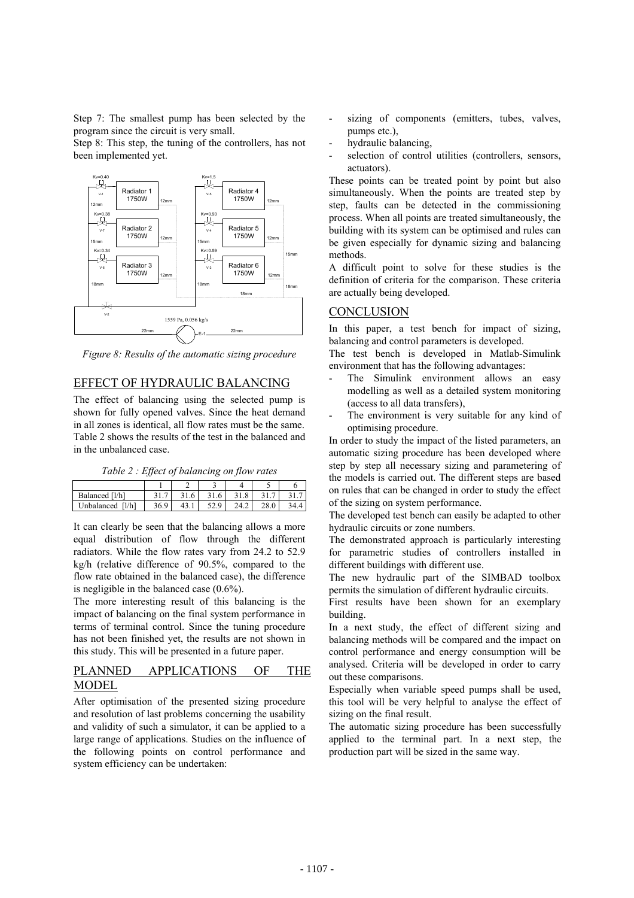Step 7: The smallest pump has been selected by the program since the circuit is very small.

Step 8: This step, the tuning of the controllers, has not been implemented yet.

*Figure 8: Results of the automatic sizing procedure*

## EFFECT OF HYDRAULIC BALANCING

The effect of balancing using the selected pump is shown for fully opened valves. Since the heat demand in all zones is identical, all flow rates must be the same. Table 2 shows the results of the test in the balanced and in the unbalanced case.

*Table 2 : Effect of balancing on flow rates*

| | 1 | 2 | 3 | 4 | 5 | 6 |
|---|---|---|---|---|---|---|
| Balanced [l/h] | 31.7 | 31.6 | 31.6 | 31.8 | 31.7 | 31.7 |
| Unbalanced [l/h] | 36.9 | 43.1 | 52.9 | 24.2 | 28.0 | 34.4 |

It can clearly be seen that the balancing allows a more equal distribution of flow through the different radiators. While the flow rates vary from 24.2 to 52.9 kg/h (relative difference of 90.5%, compared to the flow rate obtained in the balanced case), the difference is negligible in the balanced case (0.6%).

The more interesting result of this balancing is the impact of balancing on the final system performance in terms of terminal control. Since the tuning procedure has not been finished yet, the results are not shown in this study. This will be presented in a future paper.

## PLANNED APPLICATIONS OF THE MODEL

After optimisation of the presented sizing procedure and resolution of last problems concerning the usability and validity of such a simulator, it can be applied to a large range of applications. Studies on the influence of the following points on control performance and system efficiency can be undertaken:

- sizing of components (emitters, tubes, valves, pumps etc.),
- hydraulic balancing,
- selection of control utilities (controllers, sensors, actuators).

These points can be treated point by point but also simultaneously. When the points are treated step by step, faults can be detected in the commissioning process. When all points are treated simultaneously, the building with its system can be optimised and rules can be given especially for dynamic sizing and balancing methods.

A difficult point to solve for these studies is the definition of criteria for the comparison. These criteria are actually being developed.

## CONCLUSION

In this paper, a test bench for impact of sizing, balancing and control parameters is developed.

The test bench is developed in Matlab-Simulink environment that has the following advantages:

- The Simulink environment allows an easy modelling as well as a detailed system monitoring (access to all data transfers),
- The environment is very suitable for any kind of optimising procedure.

In order to study the impact of the listed parameters, an automatic sizing procedure has been developed where step by step all necessary sizing and parametering of the models is carried out. The different steps are based on rules that can be changed in order to study the effect of the sizing on system performance.

The developed test bench can easily be adapted to other hydraulic circuits or zone numbers.

The demonstrated approach is particularly interesting for parametric studies of controllers installed in different buildings with different use.

The new hydraulic part of the SIMBAD toolbox permits the simulation of different hydraulic circuits.

First results have been shown for an exemplary building.

In a next study, the effect of different sizing and balancing methods will be compared and the impact on control performance and energy consumption will be analysed. Criteria will be developed in order to carry out these comparisons.

Especially when variable speed pumps shall be used, this tool will be very helpful to analyse the effect of sizing on the final result.

The automatic sizing procedure has been successfully applied to the terminal part. In a next step, the production part will be sized in the same way.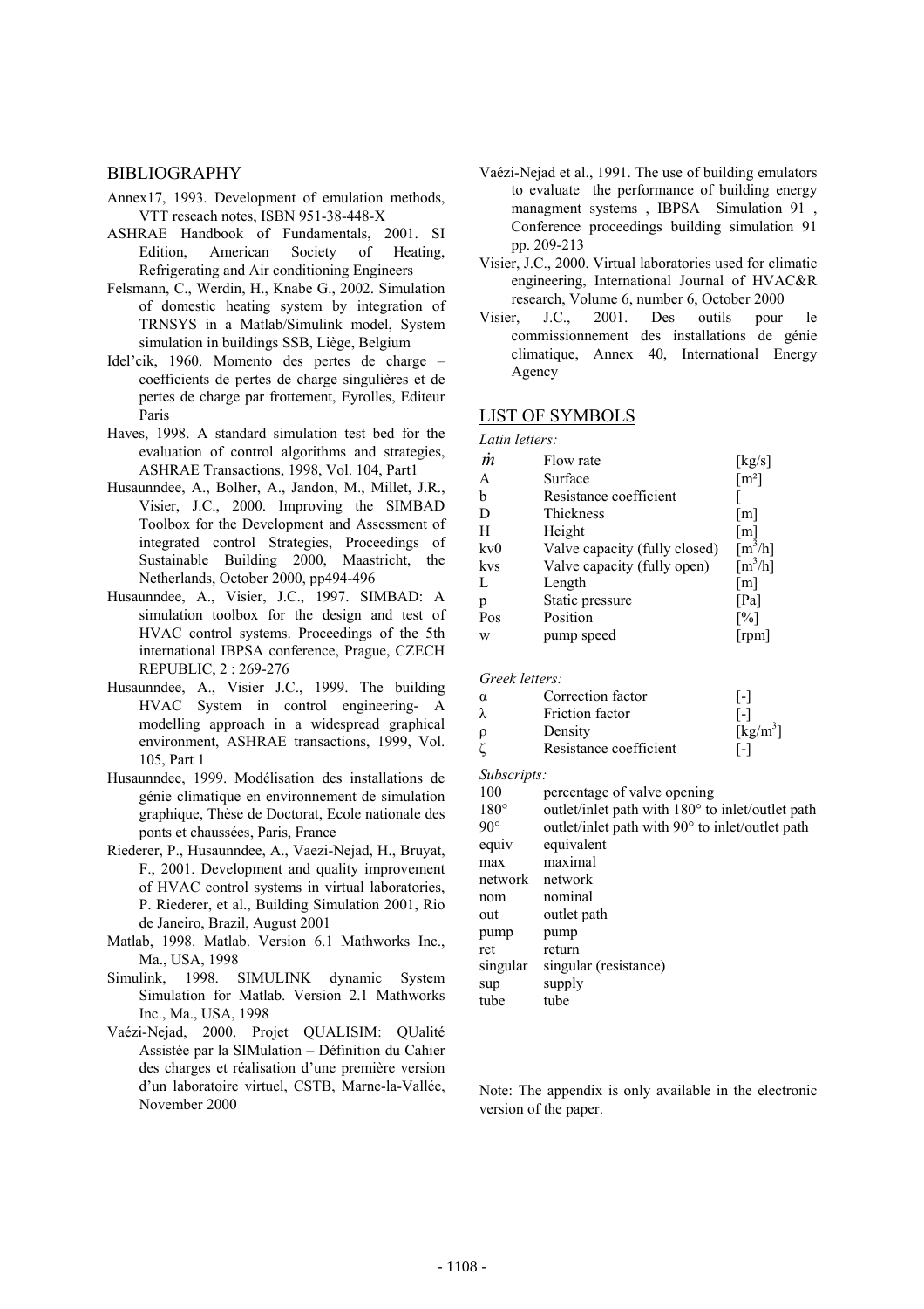## BIBLIOGRAPHY

Annex17, 1993. Development of emulation methods, VTT reseach notes, ISBN 951-38-448-X

ASHRAE Handbook of Fundamentals, 2001. SI Edition, American Society of Heating, Refrigerating and Air conditioning Engineers

Felsmann, C., Werdin, H., Knabe G., 2002. Simulation of domestic heating system by integration of TRNSYS in a Matlab/Simulink model, System simulation in buildings SSB, Liège, Belgium

Idel'cik, 1960. Momento des pertes de charge – coefficients de pertes de charge singulières et de pertes de charge par frottement, Eyrolles, Editeur Paris

Haves, 1998. A standard simulation test bed for the evaluation of control algorithms and strategies, ASHRAE Transactions, 1998, Vol. 104, Part1

Husaunndee, A., Bolher, A., Jandon, M., Millet, J.R., Visier, J.C., 2000. Improving the SIMBAD Toolbox for the Development and Assessment of integrated control Strategies, Proceedings of Sustainable Building 2000, Maastricht, the Netherlands, October 2000, pp494-496

Husaunndee, A., Visier, J.C., 1997. SIMBAD: A simulation toolbox for the design and test of HVAC control systems. Proceedings of the 5th international IBPSA conference, Prague, CZECH REPUBLIC, 2 : 269-276

Husaunndee, A., Visier J.C., 1999. The building HVAC System in control engineering- A modelling approach in a widespread graphical environment, ASHRAE transactions, 1999, Vol. 105, Part 1

Husaunndee, 1999. Modélisation des installations de génie climatique en environnement de simulation graphique, Thèse de Doctorat, Ecole nationale des ponts et chaussées, Paris, France

Riederer, P., Husaunndee, A., Vaezi-Nejad, H., Bruyat, F., 2001. Development and quality improvement of HVAC control systems in virtual laboratories, P. Riederer, et al., Building Simulation 2001, Rio de Janeiro, Brazil, August 2001

Matlab, 1998. Matlab. Version 6.1 Mathworks Inc., Ma., USA, 1998

Simulink, 1998. SIMULINK dynamic System Simulation for Matlab. Version 2.1 Mathworks Inc., Ma., USA, 1998

Vaézi-Nejad, 2000. Projet QUALISIM: QUalité Assistée par la SIMulation – Définition du Cahier des charges et réalisation d'une première version d'un laboratoire virtuel, CSTB, Marne-la-Vallée, November 2000

Vaézi-Nejad et al., 1991. The use of building emulators to evaluate the performance of building energy managment systems , IBPSA Simulation 91 , Conference proceedings building simulation 91 pp. 209-213

Visier, J.C., 2000. Virtual laboratories used for climatic engineering, International Journal of HVAC&R research, Volume 6, number 6, October 2000

Visier, J.C., 2001. Des outils pour le commissionnement des installations de génie climatique, Annex 40, International Energy Agency

## LIST OF SYMBOLS

*Latin letters:*

| | | |
|---|---|---|
| $\dot{m}$ | Flow rate | [kg/s] |
| A | Surface | [m²] |
| b | Resistance coefficient | [ |
| D | Thickness | [m] |
| H | Height | [m] |
| kv0 | Valve capacity (fully closed) | [$m^3$/h] |
| kvs | Valve capacity (fully open) | [$m^3$/h] |
| L | Length | [m] |
| p | Static pressure | [Pa] |
| Pos | Position | [%] |
| w | pump speed | [rpm] |

*Greek letters:*

| | | |
|---|---|---|
| $\alpha$ | Correction factor | [-] |
| $\lambda$ | Friction factor | [-] |
| $\rho$ | Density | [kg/$m^3$] |
| $\zeta$ | Resistance coefficient | [-] |

*Subscripts:*

| | |
|---|---|
| 100 | percentage of valve opening |
| 180° | outlet/inlet path with 180° to inlet/outlet path |
| 90° | outlet/inlet path with 90° to inlet/outlet path |
| equiv | equivalent |
| max | maximal |
| network | network |
| nom | nominal |
| out | outlet path |
| pump | pump |
| ret | return |
| singular | singular (resistance) |
| sup | supply |
| tube | tube |

Note: The appendix is only available in the electronic version of the paper.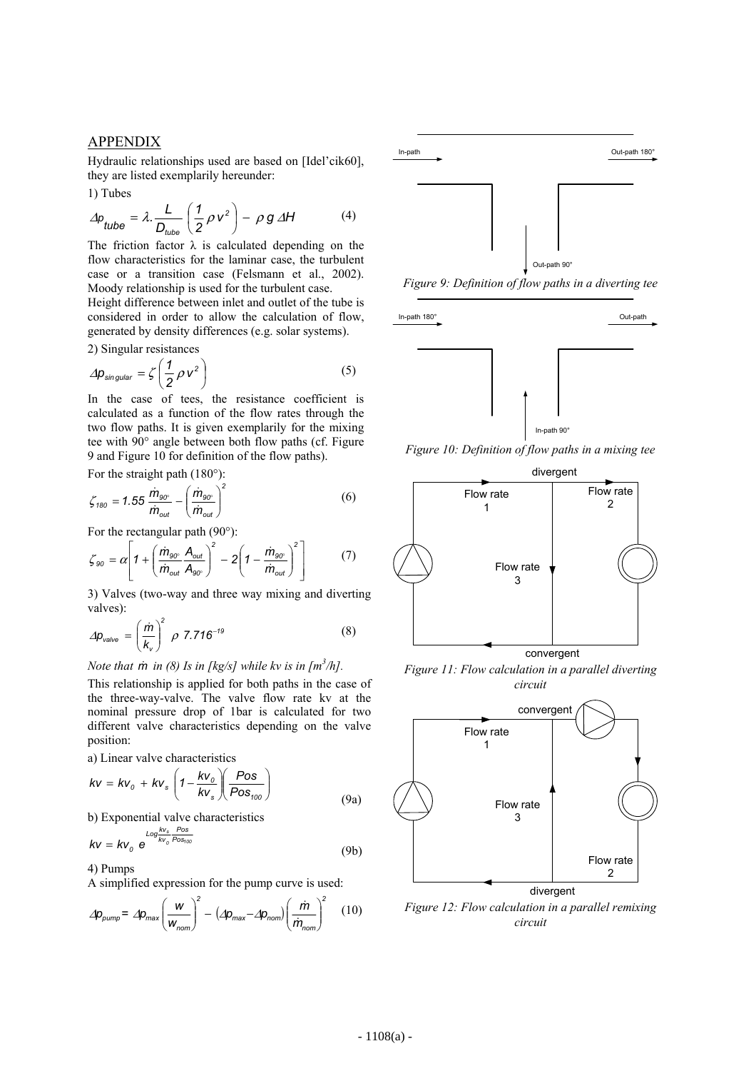## APPENDIX

Hydraulic relationships used are based on [Idel'cik60], they are listed exemplarily hereunder:

1) Tubes

$$\Delta p_{tube} = \lambda . \frac{L}{D_{tube}} \left( \frac{1}{2} \rho v^2 \right) - \rho g \Delta H \qquad (4)$$

The friction factor λ is calculated depending on the flow characteristics for the laminar case, the turbulent case or a transition case (Felsmann et al., 2002). Moody relationship is used for the turbulent case.

Height difference between inlet and outlet of the tube is considered in order to allow the calculation of flow, generated by density differences (e.g. solar systems).

2) Singular resistances

$$\Delta p_{singular} = \zeta \left( \frac{1}{2} \rho v^2 \right) \qquad (5)$$

In the case of tees, the resistance coefficient is calculated as a function of the flow rates through the two flow paths. It is given exemplarily for the mixing tee with 90° angle between both flow paths (cf. Figure 9 and Figure 10 for definition of the flow paths).

For the straight path (180°):

$$\zeta_{180} = 1.55 \frac{\dot{m}_{90^\circ}}{\dot{m}_{out}} - \left( \frac{\dot{m}_{90^\circ}}{\dot{m}_{out}} \right)^2 \qquad (6)$$

For the rectangular path (90°):

$$\zeta_{90} = \alpha \left[ 1 + \left( \frac{\dot{m}_{90^\circ}}{\dot{m}_{out}} \frac{A_{out}}{A_{90^\circ}} \right)^2 - 2 \left( 1 - \frac{\dot{m}_{90^\circ}}{\dot{m}_{out}} \right)^2 \right] \qquad (7)$$

3) Valves (two-way and three way mixing and diverting valves):

$$\Delta p_{valve} = \left( \frac{\dot{m}}{k_v} \right)^2 \rho \ 7.716^{-19} \qquad (8)$$

*Note that $\dot{m}$ in (8) Is in [kg/s] while kv is in [$m^3$/h].*

This relationship is applied for both paths in the case of the three-way-valve. The valve flow rate kv at the nominal pressure drop of 1bar is calculated for two different valve characteristics depending on the valve position:

a) Linear valve characteristics

$$kv = kv_0 + kv_s \left( 1 - \frac{kv_0}{kv_s} \right) \left( \frac{Pos}{Pos_{100}} \right) \qquad (9a)$$

b) Exponential valve characteristics

$$kv = kv_0 \ e^{Log \frac{kv_s}{kv_0} \frac{Pos}{Pos_{100}}} \qquad (9b)$$

4) Pumps

A simplified expression for the pump curve is used:

$$\Delta p_{pump} = \Delta p_{max} \left( \frac{w}{w_{nom}} \right)^2 - \left( \Delta p_{max} - \Delta p_{nom} \right) \left( \frac{\dot{m}}{\dot{m}_{nom}} \right)^2 \qquad (10)$$

In-path

Out-path 180°

Out-path 90°

*Figure 9: Definition of flow paths in a diverting tee*

In-path 180°

Out-path

In-path 90°

*Figure 10: Definition of flow paths in a mixing tee*

divergent

Flow rate 1

Flow rate 2

Flow rate 3

convergent

*Figure 11: Flow calculation in a parallel diverting circuit*

convergent

Flow rate 1

Flow rate 3

Flow rate 2

divergent

*Figure 12: Flow calculation in a parallel remixing circuit*